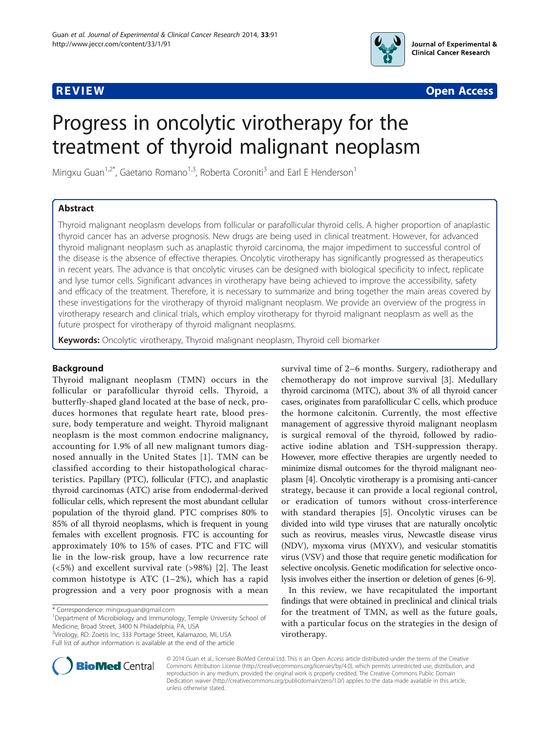REVIEW **Open Access**

# Progress in oncolytic virotherapy for the treatment of thyroid malignant neoplasm

Mingxu Guan[1,2*], Gaetano Romano[1,3], Roberta Coroniti[3] and Earl E Henderson[1]

## Abstract

Thyroid malignant neoplasm develops from follicular or parafollicular thyroid cells. A higher proportion of anaplastic thyroid cancer has an adverse prognosis. New drugs are being used in clinical treatment. However, for advanced thyroid malignant neoplasm such as anaplastic thyroid carcinoma, the major impediment to successful control of the disease is the absence of effective therapies. Oncolytic virotherapy has significantly progressed as therapeutics in recent years. The advance is that oncolytic viruses can be designed with biological specificity to infect, replicate and lyse tumor cells. Significant advances in virotherapy have being achieved to improve the accessibility, safety and efficacy of the treatment. Therefore, it is necessary to summarize and bring together the main areas covered by these investigations for the virotherapy of thyroid malignant neoplasm. We provide an overview of the progress in virotherapy research and clinical trials, which employ virotherapy for thyroid malignant neoplasm as well as the future prospect for virotherapy of thyroid malignant neoplasms.

**Keywords:** Oncolytic virotherapy, Thyroid malignant neoplasm, Thyroid cell biomarker

## Background

Thyroid malignant neoplasm (TMN) occurs in the follicular or parafollicular thyroid cells. Thyroid, a butterfly-shaped gland located at the base of neck, produces hormones that regulate heart rate, blood pressure, body temperature and weight. Thyroid malignant neoplasm is the most common endocrine malignancy, accounting for 1.9% of all new malignant tumors diagnosed annually in the United States [1]. TMN can be classified according to their histopathological characteristics. Papillary (PTC), follicular (FTC), and anaplastic thyroid carcinomas (ATC) arise from endodermal-derived follicular cells, which represent the most abundant cellular population of the thyroid gland. PTC comprises 80% to 85% of all thyroid neoplasms, which is frequent in young females with excellent prognosis. FTC is accounting for approximately 10% to 15% of cases. PTC and FTC will lie in the low-risk group, have a low recurrence rate (<5%) and excellent survival rate (>98%) [2]. The least common histotype is ATC (1–2%), which has a rapid progression and a very poor prognosis with a mean survival time of 2–6 months. Surgery, radiotherapy and chemotherapy do not improve survival [3]. Medullary thyroid carcinoma (MTC), about 3% of all thyroid cancer cases, originates from parafollicular C cells, which produce the hormone calcitonin. Currently, the most effective management of aggressive thyroid malignant neoplasm is surgical removal of the thyroid, followed by radioactive iodine ablation and TSH-suppression therapy. However, more effective therapies are urgently needed to minimize dismal outcomes for the thyroid malignant neoplasm [4]. Oncolytic virotherapy is a promising anti-cancer strategy, because it can provide a local regional control, or eradication of tumors without cross-interference with standard therapies [5]. Oncolytic viruses can be divided into wild type viruses that are naturally oncolytic such as reovirus, measles virus, Newcastle disease virus (NDV), myxoma virus (MYXV), and vesicular stomatitis virus (VSV) and those that require genetic modification for selective oncolysis. Genetic modification for selective oncolysis involves either the insertion or deletion of genes [6-9].

In this review, we have recapitulated the important findings that were obtained in preclinical and clinical trials for the treatment of TMN, as well as the future goals, with a particular focus on the strategies in the design of virotherapy.

\* Correspondence: mingxuguan@gmail.com
[1]Department of Microbiology and Immunology, Temple University School of Medicine, Broad Street, 3400 N Philadelphia, PA, USA
[2]Virology, RD. Zoetis Inc, 333 Portage Street, Kalamazoo, MI, USA
Full list of author information is available at the end of the article

© 2014 Guan et al.; licensee BioMed Central Ltd. This is an Open Access article distributed under the terms of the Creative Commons Attribution License (http://creativecommons.org/licenses/by/4.0), which permits unrestricted use, distribution, and reproduction in any medium, provided the original work is properly credited. The Creative Commons Public Domain Dedication waiver (http://creativecommons.org/publicdomain/zero/1.0/) applies to the data made available in this article, unless otherwise stated.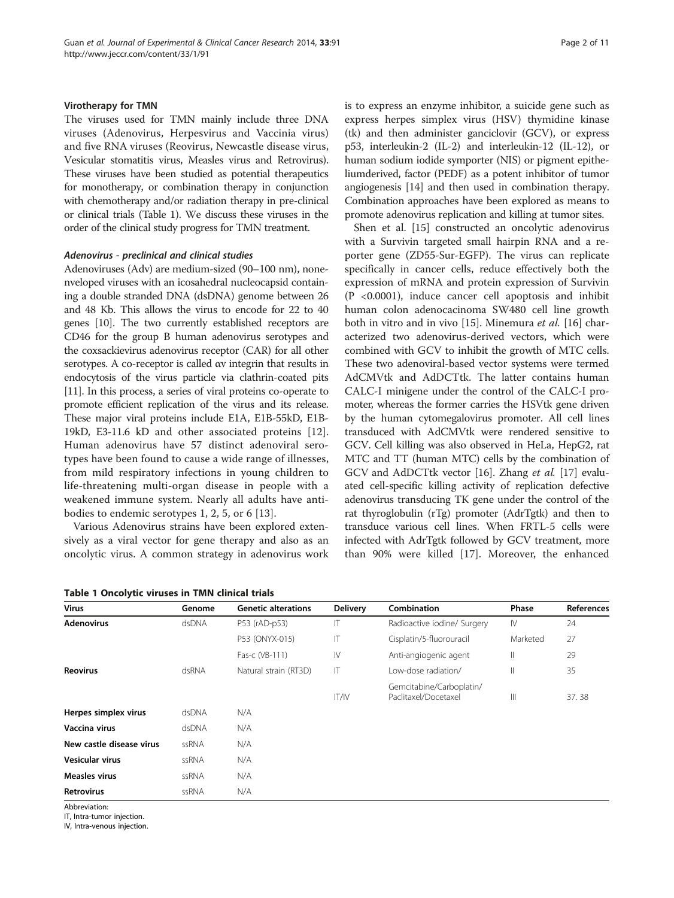### Virotherapy for TMN

The viruses used for TMN mainly include three DNA viruses (Adenovirus, Herpesvirus and Vaccinia virus) and five RNA viruses (Reovirus, Newcastle disease virus, Vesicular stomatitis virus, Measles virus and Retrovirus). These viruses have been studied as potential therapeutics for monotherapy, or combination therapy in conjunction with chemotherapy and/or radiation therapy in pre-clinical or clinical trials (Table 1). We discuss these viruses in the order of the clinical study progress for TMN treatment.

#### *Adenovirus - preclinical and clinical studies*

Adenoviruses (Adv) are medium-sized (90–100 nm), nonenveloped viruses with an icosahedral nucleocapsid containing a double stranded DNA (dsDNA) genome between 26 and 48 Kb. This allows the virus to encode for 22 to 40 genes [10]. The two currently established receptors are CD46 for the group B human adenovirus serotypes and the coxsackievirus adenovirus receptor (CAR) for all other serotypes. A co-receptor is called αv integrin that results in endocytosis of the virus particle via clathrin-coated pits [11]. In this process, a series of viral proteins co-operate to promote efficient replication of the virus and its release. These major viral proteins include E1A, E1B-55kD, E1B-19kD, E3-11.6 kD and other associated proteins [12]. Human adenovirus have 57 distinct adenoviral serotypes have been found to cause a wide range of illnesses, from mild respiratory infections in young children to life-threatening multi-organ disease in people with a weakened immune system. Nearly all adults have antibodies to endemic serotypes 1, 2, 5, or 6 [13].

Various Adenovirus strains have been explored extensively as a viral vector for gene therapy and also as an oncolytic virus. A common strategy in adenovirus work is to express an enzyme inhibitor, a suicide gene such as express herpes simplex virus (HSV) thymidine kinase (tk) and then administer ganciclovir (GCV), or express p53, interleukin-2 (IL-2) and interleukin-12 (IL-12), or human sodium iodide symporter (NIS) or pigment epitheliumderived, factor (PEDF) as a potent inhibitor of tumor angiogenesis [14] and then used in combination therapy. Combination approaches have been explored as means to promote adenovirus replication and killing at tumor sites.

Shen et al. [15] constructed an oncolytic adenovirus with a Survivin targeted small hairpin RNA and a reporter gene (ZD55-Sur-EGFP). The virus can replicate specifically in cancer cells, reduce effectively both the expression of mRNA and protein expression of Survivin ($P < 0.0001$), induce cancer cell apoptosis and inhibit human colon adenocacinoma SW480 cell line growth both in vitro and in vivo [15]. Minemura *et al.* [16] characterized two adenovirus-derived vectors, which were combined with GCV to inhibit the growth of MTC cells. These two adenoviral-based vector systems were termed AdCMVtk and AdDCTtk. The latter contains human CALC-I minigene under the control of the CALC-I promoter, whereas the former carries the HSVtk gene driven by the human cytomegalovirus promoter. All cell lines transduced with AdCMVtk were rendered sensitive to GCV. Cell killing was also observed in HeLa, HepG2, rat MTC and TT (human MTC) cells by the combination of GCV and AdDCTtk vector [16]. Zhang *et al.* [17] evaluated cell-specific killing activity of replication defective adenovirus transducing TK gene under the control of the rat thyroglobulin (rTg) promoter (AdrTgtk) and then to transduce various cell lines. When FRTL-5 cells were infected with AdrTgtk followed by GCV treatment, more than 90% were killed [17]. Moreover, the enhanced

**Table 1 Oncolytic viruses in TMN clinical trials**

| Virus | Genome | Genetic alterations | Delivery | Combination | Phase | References |
|---|---|---|---|---|---|---|
| **Adenovirus** | dsDNA | P53 (rAD-p53) | IT | Radioactive iodine/ Surgery | IV | 24 |
| | | P53 (ONYX-015) | IT | Cisplatin/5-fluorouracil | Marketed | 27 |
| | | Fas-c (VB-111) | IV | Anti-angiogenic agent | II | 29 |
| **Reovirus** | dsRNA | Natural strain (RT3D) | IT | Low-dose radiation/ | II | 35 |
| | | | IT/IV | Gemcitabine/Carboplatin/ Paclitaxel/Docetaxel | III | 37. 38 |
| **Herpes simplex virus** | dsDNA | N/A | | | | |
| **Vaccina virus** | dsDNA | N/A | | | | |
| **New castle disease virus** | ssRNA | N/A | | | | |
| **Vesicular virus** | ssRNA | N/A | | | | |
| **Measles virus** | ssRNA | N/A | | | | |
| **Retrovirus** | ssRNA | N/A | | | | |

Abbreviation:
IT, Intra-tumor injection.
IV, Intra-venous injection.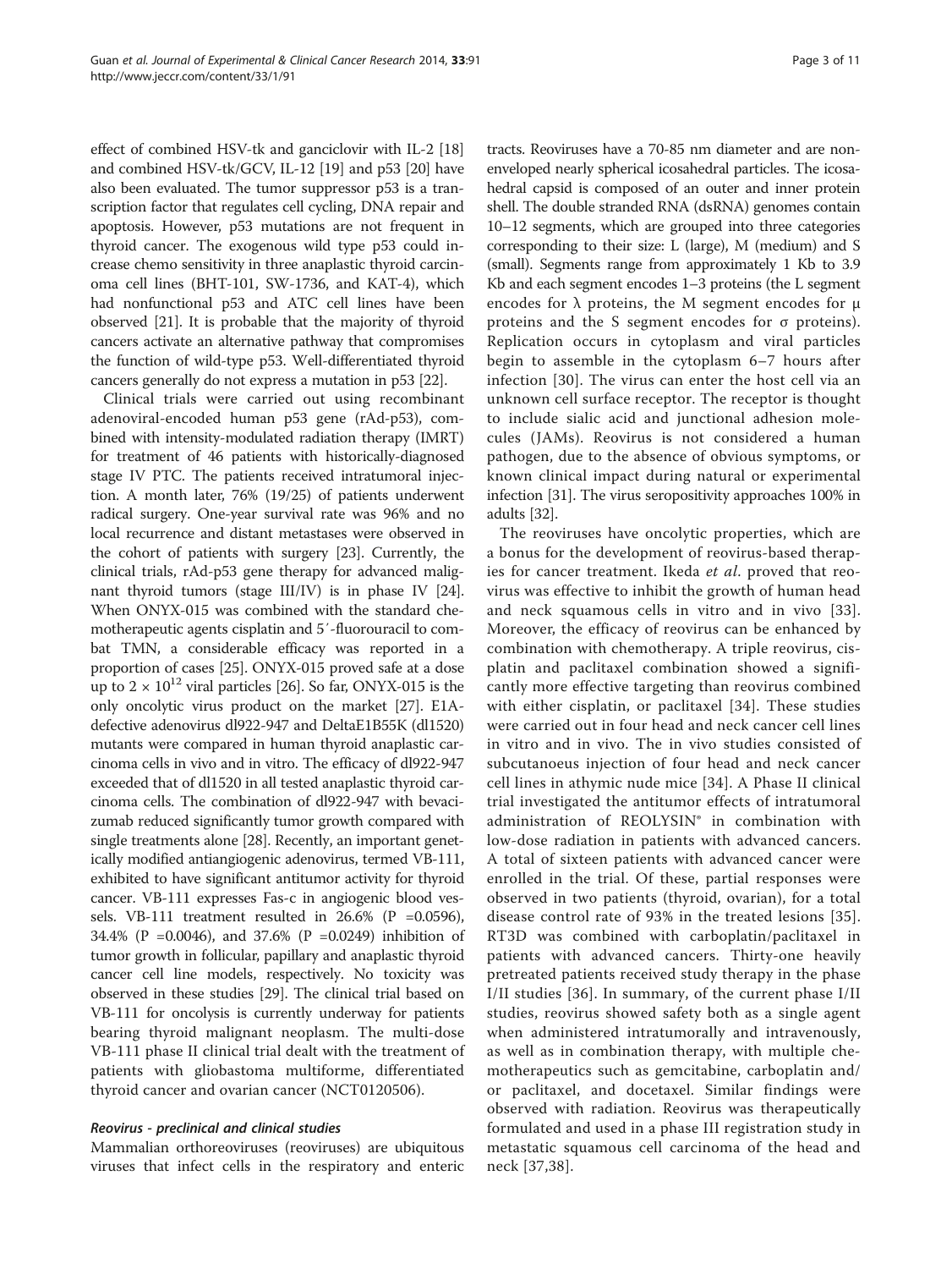effect of combined HSV-tk and ganciclovir with IL-2 [18] and combined HSV-tk/GCV, IL-12 [19] and p53 [20] have also been evaluated. The tumor suppressor p53 is a transcription factor that regulates cell cycling, DNA repair and apoptosis. However, p53 mutations are not frequent in thyroid cancer. The exogenous wild type p53 could increase chemo sensitivity in three anaplastic thyroid carcinoma cell lines (BHT-101, SW-1736, and KAT-4), which had nonfunctional p53 and ATC cell lines have been observed [21]. It is probable that the majority of thyroid cancers activate an alternative pathway that compromises the function of wild-type p53. Well-differentiated thyroid cancers generally do not express a mutation in p53 [22].

Clinical trials were carried out using recombinant adenoviral-encoded human p53 gene (rAd-p53), combined with intensity-modulated radiation therapy (IMRT) for treatment of 46 patients with historically-diagnosed stage IV PTC. The patients received intratumoral injection. A month later, 76% (19/25) of patients underwent radical surgery. One-year survival rate was 96% and no local recurrence and distant metastases were observed in the cohort of patients with surgery [23]. Currently, the clinical trials, rAd-p53 gene therapy for advanced malignant thyroid tumors (stage III/IV) is in phase IV [24]. When ONYX-015 was combined with the standard chemotherapeutic agents cisplatin and 5′-fluorouracil to combat TMN, a considerable efficacy was reported in a proportion of cases [25]. ONYX-015 proved safe at a dose up to $2 \times 10^{12}$ viral particles [26]. So far, ONYX-015 is the only oncolytic virus product on the market [27]. E1A-defective adenovirus dl922-947 and DeltaE1B55K (dl1520) mutants were compared in human thyroid anaplastic carcinoma cells in vivo and in vitro. The efficacy of dl922-947 exceeded that of dl1520 in all tested anaplastic thyroid carcinoma cells. The combination of dl922-947 with bevacizumab reduced significantly tumor growth compared with single treatments alone [28]. Recently, an important genetically modified antiangiogenic adenovirus, termed VB-111, exhibited to have significant antitumor activity for thyroid cancer. VB-111 expresses Fas-c in angiogenic blood vessels. VB-111 treatment resulted in 26.6% ($P$ =0.0596), 34.4% ($P$ =0.0046), and 37.6% ($P$ =0.0249) inhibition of tumor growth in follicular, papillary and anaplastic thyroid cancer cell line models, respectively. No toxicity was observed in these studies [29]. The clinical trial based on VB-111 for oncolysis is currently underway for patients bearing thyroid malignant neoplasm. The multi-dose VB-111 phase II clinical trial dealt with the treatment of patients with gliobastoma multiforme, differentiated thyroid cancer and ovarian cancer (NCT0120506).

### *Reovirus - preclinical and clinical studies*

Mammalian orthoreoviruses (reoviruses) are ubiquitous viruses that infect cells in the respiratory and enteric tracts. Reoviruses have a 70-85 nm diameter and are non-enveloped nearly spherical icosahedral particles. The icosahedral capsid is composed of an outer and inner protein shell. The double stranded RNA (dsRNA) genomes contain 10–12 segments, which are grouped into three categories corresponding to their size: L (large), M (medium) and S (small). Segments range from approximately 1 Kb to 3.9 Kb and each segment encodes 1–3 proteins (the L segment encodes for λ proteins, the M segment encodes for μ proteins and the S segment encodes for σ proteins). Replication occurs in cytoplasm and viral particles begin to assemble in the cytoplasm 6–7 hours after infection [30]. The virus can enter the host cell via an unknown cell surface receptor. The receptor is thought to include sialic acid and junctional adhesion molecules (JAMs). Reovirus is not considered a human pathogen, due to the absence of obvious symptoms, or known clinical impact during natural or experimental infection [31]. The virus seropositivity approaches 100% in adults [32].

The reoviruses have oncolytic properties, which are a bonus for the development of reovirus-based therapies for cancer treatment. Ikeda *et al*. proved that reovirus was effective to inhibit the growth of human head and neck squamous cells in vitro and in vivo [33]. Moreover, the efficacy of reovirus can be enhanced by combination with chemotherapy. A triple reovirus, cisplatin and paclitaxel combination showed a significantly more effective targeting than reovirus combined with either cisplatin, or paclitaxel [34]. These studies were carried out in four head and neck cancer cell lines in vitro and in vivo. The in vivo studies consisted of subcutanoeus injection of four head and neck cancer cell lines in athymic nude mice [34]. A Phase II clinical trial investigated the antitumor effects of intratumoral administration of REOLYSIN® in combination with low-dose radiation in patients with advanced cancers. A total of sixteen patients with advanced cancer were enrolled in the trial. Of these, partial responses were observed in two patients (thyroid, ovarian), for a total disease control rate of 93% in the treated lesions [35]. RT3D was combined with carboplatin/paclitaxel in patients with advanced cancers. Thirty-one heavily pretreated patients received study therapy in the phase I/II studies [36]. In summary, of the current phase I/II studies, reovirus showed safety both as a single agent when administered intratumorally and intravenously, as well as in combination therapy, with multiple chemotherapeutics such as gemcitabine, carboplatin and/or paclitaxel, and docetaxel. Similar findings were observed with radiation. Reovirus was therapeutically formulated and used in a phase III registration study in metastatic squamous cell carcinoma of the head and neck [37,38].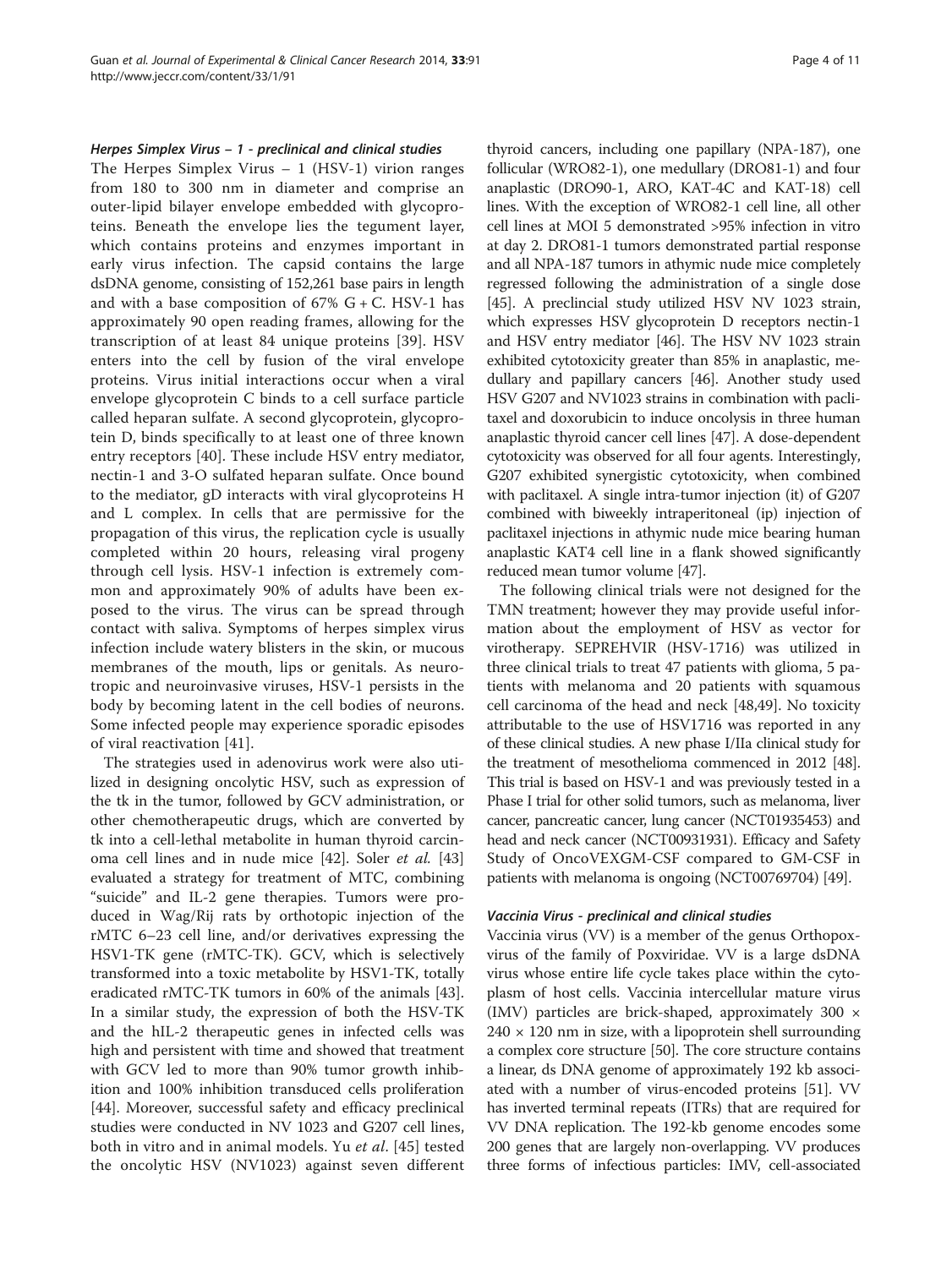#### *Herpes Simplex Virus – 1 - preclinical and clinical studies*

The Herpes Simplex Virus – 1 (HSV-1) virion ranges from 180 to 300 nm in diameter and comprise an outer-lipid bilayer envelope embedded with glycoproteins. Beneath the envelope lies the tegument layer, which contains proteins and enzymes important in early virus infection. The capsid contains the large dsDNA genome, consisting of 152,261 base pairs in length and with a base composition of 67% G + C. HSV-1 has approximately 90 open reading frames, allowing for the transcription of at least 84 unique proteins [39]. HSV enters into the cell by fusion of the viral envelope proteins. Virus initial interactions occur when a viral envelope glycoprotein C binds to a cell surface particle called heparan sulfate. A second glycoprotein, glycoprotein D, binds specifically to at least one of three known entry receptors [40]. These include HSV entry mediator, nectin-1 and 3-O sulfated heparan sulfate. Once bound to the mediator, gD interacts with viral glycoproteins H and L complex. In cells that are permissive for the propagation of this virus, the replication cycle is usually completed within 20 hours, releasing viral progeny through cell lysis. HSV-1 infection is extremely common and approximately 90% of adults have been exposed to the virus. The virus can be spread through contact with saliva. Symptoms of herpes simplex virus infection include watery blisters in the skin, or mucous membranes of the mouth, lips or genitals. As neurotropic and neuroinvasive viruses, HSV-1 persists in the body by becoming latent in the cell bodies of neurons. Some infected people may experience sporadic episodes of viral reactivation [41].

The strategies used in adenovirus work were also utilized in designing oncolytic HSV, such as expression of the tk in the tumor, followed by GCV administration, or other chemotherapeutic drugs, which are converted by tk into a cell-lethal metabolite in human thyroid carcinoma cell lines and in nude mice [42]. Soler *et al.* [43] evaluated a strategy for treatment of MTC, combining "suicide" and IL-2 gene therapies. Tumors were produced in Wag/Rij rats by orthotopic injection of the rMTC 6–23 cell line, and/or derivatives expressing the HSV1-TK gene (rMTC-TK). GCV, which is selectively transformed into a toxic metabolite by HSV1-TK, totally eradicated rMTC-TK tumors in 60% of the animals [43]. In a similar study, the expression of both the HSV-TK and the hIL-2 therapeutic genes in infected cells was high and persistent with time and showed that treatment with GCV led to more than 90% tumor growth inhibition and 100% inhibition transduced cells proliferation [44]. Moreover, successful safety and efficacy preclinical studies were conducted in NV 1023 and G207 cell lines, both in vitro and in animal models. Yu *et al*. [45] tested the oncolytic HSV (NV1023) against seven different thyroid cancers, including one papillary (NPA-187), one follicular (WRO82-1), one medullary (DRO81-1) and four anaplastic (DRO90-1, ARO, KAT-4C and KAT-18) cell lines. With the exception of WRO82-1 cell line, all other cell lines at MOI 5 demonstrated >95% infection in vitro at day 2. DRO81-1 tumors demonstrated partial response and all NPA-187 tumors in athymic nude mice completely regressed following the administration of a single dose [45]. A preclincial study utilized HSV NV 1023 strain, which expresses HSV glycoprotein D receptors nectin-1 and HSV entry mediator [46]. The HSV NV 1023 strain exhibited cytotoxicity greater than 85% in anaplastic, medullary and papillary cancers [46]. Another study used HSV G207 and NV1023 strains in combination with paclitaxel and doxorubicin to induce oncolysis in three human anaplastic thyroid cancer cell lines [47]. A dose-dependent cytotoxicity was observed for all four agents. Interestingly, G207 exhibited synergistic cytotoxicity, when combined with paclitaxel. A single intra-tumor injection (it) of G207 combined with biweekly intraperitoneal (ip) injection of paclitaxel injections in athymic nude mice bearing human anaplastic KAT4 cell line in a flank showed significantly reduced mean tumor volume [47].

The following clinical trials were not designed for the TMN treatment; however they may provide useful information about the employment of HSV as vector for virotherapy. SEPREHVIR (HSV-1716) was utilized in three clinical trials to treat 47 patients with glioma, 5 patients with melanoma and 20 patients with squamous cell carcinoma of the head and neck [48,49]. No toxicity attributable to the use of HSV1716 was reported in any of these clinical studies. A new phase I/IIa clinical study for the treatment of mesothelioma commenced in 2012 [48]. This trial is based on HSV-1 and was previously tested in a Phase I trial for other solid tumors, such as melanoma, liver cancer, pancreatic cancer, lung cancer (NCT01935453) and head and neck cancer (NCT00931931). Efficacy and Safety Study of OncoVEXGM-CSF compared to GM-CSF in patients with melanoma is ongoing (NCT00769704) [49].

#### *Vaccinia Virus - preclinical and clinical studies*

Vaccinia virus (VV) is a member of the genus Orthopoxvirus of the family of Poxviridae. VV is a large dsDNA virus whose entire life cycle takes place within the cytoplasm of host cells. Vaccinia intercellular mature virus (IMV) particles are brick-shaped, approximately 300 × 240 × 120 nm in size, with a lipoprotein shell surrounding a complex core structure [50]. The core structure contains a linear, ds DNA genome of approximately 192 kb associated with a number of virus-encoded proteins [51]. VV has inverted terminal repeats (ITRs) that are required for VV DNA replication. The 192-kb genome encodes some 200 genes that are largely non-overlapping. VV produces three forms of infectious particles: IMV, cell-associated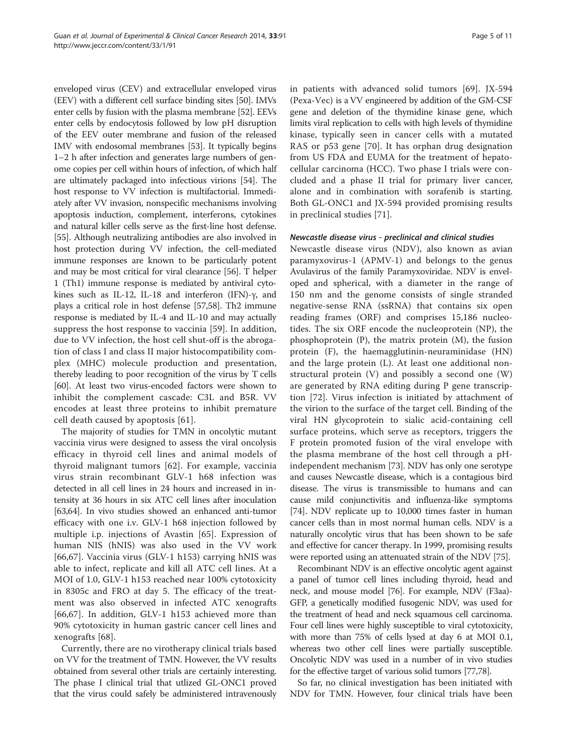enveloped virus (CEV) and extracellular enveloped virus (EEV) with a different cell surface binding sites [50]. IMVs enter cells by fusion with the plasma membrane [52]. EEVs enter cells by endocytosis followed by low pH disruption of the EEV outer membrane and fusion of the released IMV with endosomal membranes [53]. It typically begins 1–2 h after infection and generates large numbers of genome copies per cell within hours of infection, of which half are ultimately packaged into infectious virions [54]. The host response to VV infection is multifactorial. Immediately after VV invasion, nonspecific mechanisms involving apoptosis induction, complement, interferons, cytokines and natural killer cells serve as the first-line host defense. [55]. Although neutralizing antibodies are also involved in host protection during VV infection, the cell-mediated immune responses are known to be particularly potent and may be most critical for viral clearance [56]. T helper 1 (Th1) immune response is mediated by antiviral cytokines such as IL-12, IL-18 and interferon (IFN)-γ, and plays a critical role in host defense [57,58]. Th2 immune response is mediated by IL-4 and IL-10 and may actually suppress the host response to vaccinia [59]. In addition, due to VV infection, the host cell shut-off is the abrogation of class I and class II major histocompatibility complex (MHC) molecule production and presentation, thereby leading to poor recognition of the virus by T cells [60]. At least two virus-encoded factors were shown to inhibit the complement cascade: C3L and B5R. VV encodes at least three proteins to inhibit premature cell death caused by apoptosis [61].

The majority of studies for TMN in oncolytic mutant vaccinia virus were designed to assess the viral oncolysis efficacy in thyroid cell lines and animal models of thyroid malignant tumors [62]. For example, vaccinia virus strain recombinant GLV-1 h68 infection was detected in all cell lines in 24 hours and increased in intensity at 36 hours in six ATC cell lines after inoculation [63,64]. In vivo studies showed an enhanced anti-tumor efficacy with one i.v. GLV-1 h68 injection followed by multiple i.p. injections of Avastin [65]. Expression of human NIS (hNIS) was also used in the VV work [66,67]. Vaccinia virus (GLV-1 h153) carrying hNIS was able to infect, replicate and kill all ATC cell lines. At a MOI of 1.0, GLV-1 h153 reached near 100% cytotoxicity in 8305c and FRO at day 5. The efficacy of the treatment was also observed in infected ATC xenografts [66,67]. In addition, GLV-1 h153 achieved more than 90% cytotoxicity in human gastric cancer cell lines and xenografts [68].

Currently, there are no virotherapy clinical trials based on VV for the treatment of TMN. However, the VV results obtained from several other trials are certainly interesting. The phase I clinical trial that utlized GL-ONC1 proved that the virus could safely be administered intravenously in patients with advanced solid tumors [69]. JX-594 (Pexa-Vec) is a VV engineered by addition of the GM-CSF gene and deletion of the thymidine kinase gene, which limits viral replication to cells with high levels of thymidine kinase, typically seen in cancer cells with a mutated RAS or p53 gene [70]. It has orphan drug designation from US FDA and EUMA for the treatment of hepatocellular carcinoma (HCC). Two phase I trials were concluded and a phase II trial for primary liver cancer, alone and in combination with sorafenib is starting. Both GL-ONC1 and JX-594 provided promising results in preclinical studies [71].

#### *Newcastle disease virus - preclinical and clinical studies*

Newcastle disease virus (NDV), also known as avian paramyxovirus-1 (APMV-1) and belongs to the genus Avulavirus of the family Paramyxoviridae. NDV is enveloped and spherical, with a diameter in the range of 150 nm and the genome consists of single stranded negative-sense RNA (ssRNA) that contains six open reading frames (ORF) and comprises 15,186 nucleotides. The six ORF encode the nucleoprotein (NP), the phosphoprotein (P), the matrix protein (M), the fusion protein (F), the haemagglutinin-neuraminidase (HN) and the large protein (L). At least one additional non-structural protein (V) and possibly a second one (W) are generated by RNA editing during P gene transcription [72]. Virus infection is initiated by attachment of the virion to the surface of the target cell. Binding of the viral HN glycoprotein to sialic acid-containing cell surface proteins, which serve as receptors, triggers the F protein promoted fusion of the viral envelope with the plasma membrane of the host cell through a pH-independent mechanism [73]. NDV has only one serotype and causes Newcastle disease, which is a contagious bird disease. The virus is transmissible to humans and can cause mild conjunctivitis and influenza-like symptoms [74]. NDV replicate up to 10,000 times faster in human cancer cells than in most normal human cells. NDV is a naturally oncolytic virus that has been shown to be safe and effective for cancer therapy. In 1999, promising results were reported using an attenuated strain of the NDV [75].

Recombinant NDV is an effective oncolytic agent against a panel of tumor cell lines including thyroid, head and neck, and mouse model [76]. For example, NDV (F3aa)-GFP, a genetically modified fusogenic NDV, was used for the treatment of head and neck squamous cell carcinoma. Four cell lines were highly susceptible to viral cytotoxicity, with more than 75% of cells lysed at day 6 at MOI 0.1, whereas two other cell lines were partially susceptible. Oncolytic NDV was used in a number of in vivo studies for the effective target of various solid tumors [77,78].

So far, no clinical investigation has been initiated with NDV for TMN. However, four clinical trials have been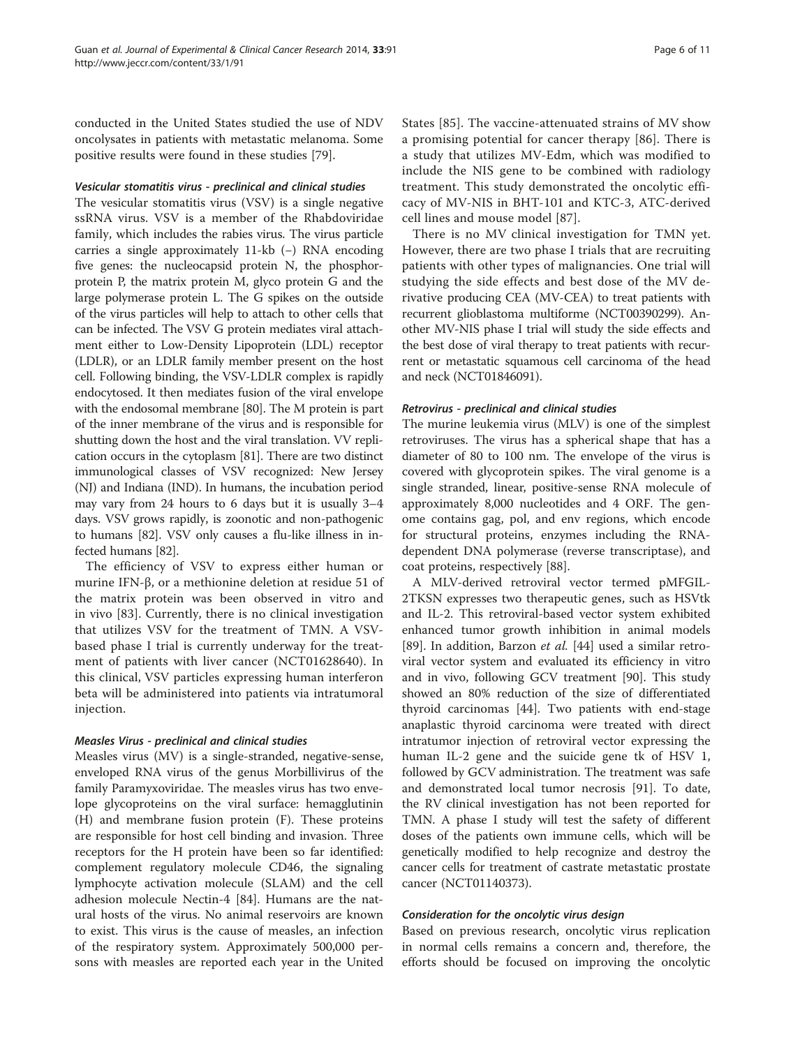conducted in the United States studied the use of NDV oncolysates in patients with metastatic melanoma. Some positive results were found in these studies [79].

#### *Vesicular stomatitis virus - preclinical and clinical studies*

The vesicular stomatitis virus (VSV) is a single negative ssRNA virus. VSV is a member of the Rhabdoviridae family, which includes the rabies virus. The virus particle carries a single approximately 11-kb (−) RNA encoding five genes: the nucleocapsid protein N, the phosphorprotein P, the matrix protein M, glyco protein G and the large polymerase protein L. The G spikes on the outside of the virus particles will help to attach to other cells that can be infected. The VSV G protein mediates viral attachment either to Low-Density Lipoprotein (LDL) receptor (LDLR), or an LDLR family member present on the host cell. Following binding, the VSV-LDLR complex is rapidly endocytosed. It then mediates fusion of the viral envelope with the endosomal membrane [80]. The M protein is part of the inner membrane of the virus and is responsible for shutting down the host and the viral translation. VV replication occurs in the cytoplasm [81]. There are two distinct immunological classes of VSV recognized: New Jersey (NJ) and Indiana (IND). In humans, the incubation period may vary from 24 hours to 6 days but it is usually 3–4 days. VSV grows rapidly, is zoonotic and non-pathogenic to humans [82]. VSV only causes a flu-like illness in infected humans [82].

The efficiency of VSV to express either human or murine IFN-β, or a methionine deletion at residue 51 of the matrix protein was been observed in vitro and in vivo [83]. Currently, there is no clinical investigation that utilizes VSV for the treatment of TMN. A VSV-based phase I trial is currently underway for the treatment of patients with liver cancer (NCT01628640). In this clinical, VSV particles expressing human interferon beta will be administered into patients via intratumoral injection.

#### *Measles Virus - preclinical and clinical studies*

Measles virus (MV) is a single-stranded, negative-sense, enveloped RNA virus of the genus Morbillivirus of the family Paramyxoviridae. The measles virus has two envelope glycoproteins on the viral surface: hemagglutinin (H) and membrane fusion protein (F). These proteins are responsible for host cell binding and invasion. Three receptors for the H protein have been so far identified: complement regulatory molecule CD46, the signaling lymphocyte activation molecule (SLAM) and the cell adhesion molecule Nectin-4 [84]. Humans are the natural hosts of the virus. No animal reservoirs are known to exist. This virus is the cause of measles, an infection of the respiratory system. Approximately 500,000 persons with measles are reported each year in the United States [85]. The vaccine-attenuated strains of MV show a promising potential for cancer therapy [86]. There is a study that utilizes MV-Edm, which was modified to include the NIS gene to be combined with radiology treatment. This study demonstrated the oncolytic efficacy of MV-NIS in BHT-101 and KTC-3, ATC-derived cell lines and mouse model [87].

There is no MV clinical investigation for TMN yet. However, there are two phase I trials that are recruiting patients with other types of malignancies. One trial will studying the side effects and best dose of the MV derivative producing CEA (MV-CEA) to treat patients with recurrent glioblastoma multiforme (NCT00390299). Another MV-NIS phase I trial will study the side effects and the best dose of viral therapy to treat patients with recurrent or metastatic squamous cell carcinoma of the head and neck (NCT01846091).

#### *Retrovirus - preclinical and clinical studies*

The murine leukemia virus (MLV) is one of the simplest retroviruses. The virus has a spherical shape that has a diameter of 80 to 100 nm. The envelope of the virus is covered with glycoprotein spikes. The viral genome is a single stranded, linear, positive-sense RNA molecule of approximately 8,000 nucleotides and 4 ORF. The genome contains gag, pol, and env regions, which encode for structural proteins, enzymes including the RNA-dependent DNA polymerase (reverse transcriptase), and coat proteins, respectively [88].

A MLV-derived retroviral vector termed pMFGIL-2TKSN expresses two therapeutic genes, such as HSVtk and IL-2. This retroviral-based vector system exhibited enhanced tumor growth inhibition in animal models [89]. In addition, Barzon *et al.* [44] used a similar retroviral vector system and evaluated its efficiency in vitro and in vivo, following GCV treatment [90]. This study showed an 80% reduction of the size of differentiated thyroid carcinomas [44]. Two patients with end-stage anaplastic thyroid carcinoma were treated with direct intratumor injection of retroviral vector expressing the human IL-2 gene and the suicide gene tk of HSV 1, followed by GCV administration. The treatment was safe and demonstrated local tumor necrosis [91]. To date, the RV clinical investigation has not been reported for TMN. A phase I study will test the safety of different doses of the patients own immune cells, which will be genetically modified to help recognize and destroy the cancer cells for treatment of castrate metastatic prostate cancer (NCT01140373).

#### *Consideration for the oncolytic virus design*

Based on previous research, oncolytic virus replication in normal cells remains a concern and, therefore, the efforts should be focused on improving the oncolytic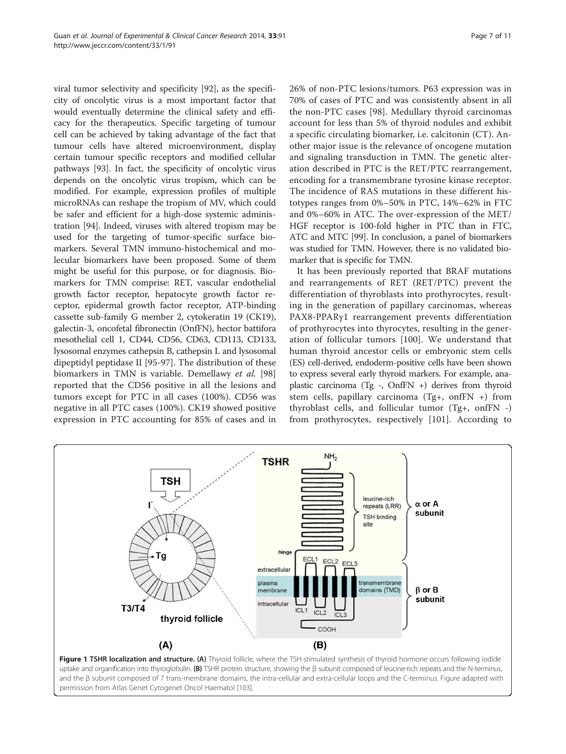viral tumor selectivity and specificity [92], as the specificity of oncolytic virus is a most important factor that would eventually determine the clinical safety and efficacy for the therapeutics. Specific targeting of tumour cell can be achieved by taking advantage of the fact that tumour cells have altered microenvironment, display certain tumour specific receptors and modified cellular pathways [93]. In fact, the specificity of oncolytic virus depends on the oncolytic virus tropism, which can be modified. For example, expression profiles of multiple microRNAs can reshape the tropism of MV, which could be safer and efficient for a high-dose systemic administration [94]. Indeed, viruses with altered tropism may be used for the targeting of tumor-specific surface biomarkers. Several TMN immuno-histochemical and molecular biomarkers have been proposed. Some of them might be useful for this purpose, or for diagnosis. Biomarkers for TMN comprise: RET, vascular endothelial growth factor receptor, hepatocyte growth factor receptor, epidermal growth factor receptor, ATP-binding cassette sub-family G member 2, cytokeratin 19 (CK19), galectin-3, oncofetal fibronectin (OnfFN), hector battifora mesothelial cell 1, CD44, CD56, CD63, CD113, CD133, lysosomal enzymes cathepsin B, cathepsin L and lysosomal dipeptidyl peptidase II [95-97]. The distribution of these biomarkers in TMN is variable. Demellawy *et al.* [98] reported that the CD56 positive in all the lesions and tumors except for PTC in all cases (100%). CD56 was negative in all PTC cases (100%). CK19 showed positive expression in PTC accounting for 85% of cases and in 26% of non-PTC lesions/tumors. P63 expression was in 70% of cases of PTC and was consistently absent in all the non-PTC cases [98]. Medullary thyroid carcinomas account for less than 5% of thyroid nodules and exhibit a specific circulating biomarker, i.e. calcitonin (CT). Another major issue is the relevance of oncogene mutation and signaling transduction in TMN. The genetic alteration described in PTC is the RET/PTC rearrangement, encoding for a transmembrane tyrosine kinase receptor. The incidence of RAS mutations in these different histotypes ranges from 0%–50% in PTC, 14%–62% in FTC and 0%–60% in ATC. The over-expression of the MET/HGF receptor is 100-fold higher in PTC than in FTC, ATC and MTC [99]. In conclusion, a panel of biomarkers was studied for TMN. However, there is no validated biomarker that is specific for TMN.

It has been previously reported that BRAF mutations and rearrangements of RET (RET/PTC) prevent the differentiation of thyroblasts into prothyrocytes, resulting in the generation of papillary carcinomas, whereas PAX8-PPARγ1 rearrangement prevents differentiation of prothyrocytes into thyrocytes, resulting in the generation of follicular tumors [100]. We understand that human thyroid ancestor cells or embryonic stem cells (ES) cell-derived, endoderm-positive cells have been shown to express several early thyroid markers. For example, anaplastic carcinoma (Tg -, OnfFN +) derives from thyroid stem cells, papillary carcinoma (Tg+, onfFN +) from thyroblast cells, and follicular tumor (Tg+, onfFN -) from prothyrocytes, respectively [101]. According to

**Figure 1 TSHR localization and structure. (A)** Thyroid follicle, where the TSH-stimulated synthesis of thyroid hormone occurs following iodide uptake and organification into thyroglobulin. **(B)** TSHR protein structure, showing the β subunit composed of leucine-rich repeats and the N-terminus, and the β subunit composed of 7 trans-membrane domains, the intra-cellular and extra-cellular loops and the C-terminus. Figure adapted with permission from Atlas Genet Cytogenet Oncol Haematol [103].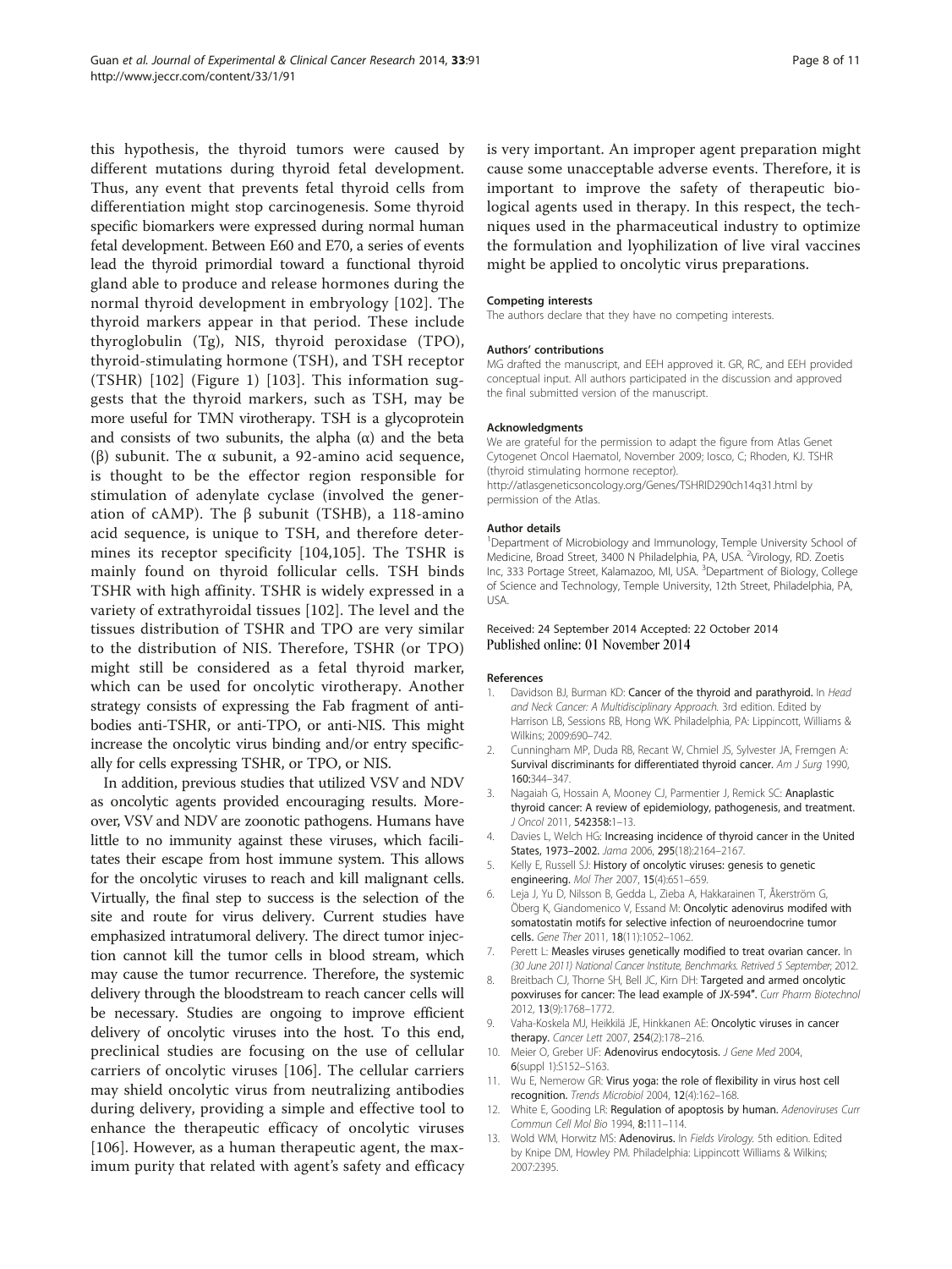this hypothesis, the thyroid tumors were caused by different mutations during thyroid fetal development. Thus, any event that prevents fetal thyroid cells from differentiation might stop carcinogenesis. Some thyroid specific biomarkers were expressed during normal human fetal development. Between E60 and E70, a series of events lead the thyroid primordial toward a functional thyroid gland able to produce and release hormones during the normal thyroid development in embryology [102]. The thyroid markers appear in that period. These include thyroglobulin (Tg), NIS, thyroid peroxidase (TPO), thyroid-stimulating hormone (TSH), and TSH receptor (TSHR) [102] (Figure 1) [103]. This information suggests that the thyroid markers, such as TSH, may be more useful for TMN virotherapy. TSH is a glycoprotein and consists of two subunits, the alpha (α) and the beta (β) subunit. The α subunit, a 92-amino acid sequence, is thought to be the effector region responsible for stimulation of adenylate cyclase (involved the generation of cAMP). The β subunit (TSHB), a 118-amino acid sequence, is unique to TSH, and therefore determines its receptor specificity [104,105]. The TSHR is mainly found on thyroid follicular cells. TSH binds TSHR with high affinity. TSHR is widely expressed in a variety of extrathyroidal tissues [102]. The level and the tissues distribution of TSHR and TPO are very similar to the distribution of NIS. Therefore, TSHR (or TPO) might still be considered as a fetal thyroid marker, which can be used for oncolytic virotherapy. Another strategy consists of expressing the Fab fragment of antibodies anti-TSHR, or anti-TPO, or anti-NIS. This might increase the oncolytic virus binding and/or entry specifically for cells expressing TSHR, or TPO, or NIS.

In addition, previous studies that utilized VSV and NDV as oncolytic agents provided encouraging results. Moreover, VSV and NDV are zoonotic pathogens. Humans have little to no immunity against these viruses, which facilitates their escape from host immune system. This allows for the oncolytic viruses to reach and kill malignant cells. Virtually, the final step to success is the selection of the site and route for virus delivery. Current studies have emphasized intratumoral delivery. The direct tumor injection cannot kill the tumor cells in blood stream, which may cause the tumor recurrence. Therefore, the systemic delivery through the bloodstream to reach cancer cells will be necessary. Studies are ongoing to improve efficient delivery of oncolytic viruses into the host. To this end, preclinical studies are focusing on the use of cellular carriers of oncolytic viruses [106]. The cellular carriers may shield oncolytic virus from neutralizing antibodies during delivery, providing a simple and effective tool to enhance the therapeutic efficacy of oncolytic viruses [106]. However, as a human therapeutic agent, the maximum purity that related with agent's safety and efficacy is very important. An improper agent preparation might cause some unacceptable adverse events. Therefore, it is important to improve the safety of therapeutic biological agents used in therapy. In this respect, the techniques used in the pharmaceutical industry to optimize the formulation and lyophilization of live viral vaccines might be applied to oncolytic virus preparations.

#### Competing interests
The authors declare that they have no competing interests.

#### Authors' contributions
MG drafted the manuscript, and EEH approved it. GR, RC, and EEH provided conceptual input. All authors participated in the discussion and approved the final submitted version of the manuscript.

#### Acknowledgments
We are grateful for the permission to adapt the figure from Atlas Genet Cytogenet Oncol Haematol, November 2009; Iosco, C; Rhoden, KJ. TSHR (thyroid stimulating hormone receptor).
http://atlasgeneticsoncology.org/Genes/TSHRID290ch14q31.html by permission of the Atlas.

#### Author details
[1]Department of Microbiology and Immunology, Temple University School of Medicine, Broad Street, 3400 N Philadelphia, PA, USA. [2]Virology, RD. Zoetis Inc, 333 Portage Street, Kalamazoo, MI, USA. [3]Department of Biology, College of Science and Technology, Temple University, 12th Street, Philadelphia, PA, USA.

Received: 24 September 2014 Accepted: 22 October 2014
Published online: 01 November 2014

#### References
1. Davidson BJ, Burman KD: **Cancer of the thyroid and parathyroid.** In *Head and Neck Cancer: A Multidisciplinary Approach.* 3rd edition. Edited by Harrison LB, Sessions RB, Hong WK. Philadelphia, PA: Lippincott, Williams & Wilkins; 2009:690–742.
2. Cunningham MP, Duda RB, Recant W, Chmiel JS, Sylvester JA, Fremgen A: **Survival discriminants for differentiated thyroid cancer.** *Am J Surg* 1990, **160**:344–347.
3. Nagaiah G, Hossain A, Mooney CJ, Parmentier J, Remick SC: **Anaplastic thyroid cancer: A review of epidemiology, pathogenesis, and treatment.** *J Oncol* 2011, **542358**:1–13.
4. Davies L, Welch HG: **Increasing incidence of thyroid cancer in the United States, 1973–2002.** *Jama* 2006, **295**(18):2164–2167.
5. Kelly E, Russell SJ: **History of oncolytic viruses: genesis to genetic engineering.** *Mol Ther* 2007, **15**(4):651–659.
6. Leja J, Yu D, Nilsson B, Gedda L, Zieba A, Hakkarainen T, Åkerström G, Öberg K, Giandomenico V, Essand M: **Oncolytic adenovirus modifed with somatostatin motifs for selective infection of neuroendocrine tumor cells.** *Gene Ther* 2011, **18**(11):1052–1062.
7. Perett L: **Measles viruses genetically modified to treat ovarian cancer.** In *(30 June 2011) National Cancer Institute, Benchmarks. Retrived 5 September*; 2012.
8. Breitbach CJ, Thorne SH, Bell JC, Kirn DH: **Targeted and armed oncolytic poxviruses for cancer: The lead example of JX-594".** *Curr Pharm Biotechnol* 2012, **13**(9):1768–1772.
9. Vaha-Koskela MJ, Heikkilä JE, Hinkkanen AE: **Oncolytic viruses in cancer therapy.** *Cancer Lett* 2007, **254**(2):178–216.
10. Meier O, Greber UF: **Adenovirus endocytosis.** *J Gene Med* 2004, **6**(suppl 1):S152–S163.
11. Wu E, Nemerow GR: **Virus yoga: the role of flexibility in virus host cell recognition.** *Trends Microbiol* 2004, **12**(4):162–168.
12. White E, Gooding LR: **Regulation of apoptosis by human.** *Adenoviruses Curr Commun Cell Mol Bio* 1994, **8**:111–114.
13. Wold WM, Horwitz MS: **Adenovirus.** In *Fields Virology.* 5th edition. Edited by Knipe DM, Howley PM. Philadelphia: Lippincott Williams & Wilkins; 2007:2395.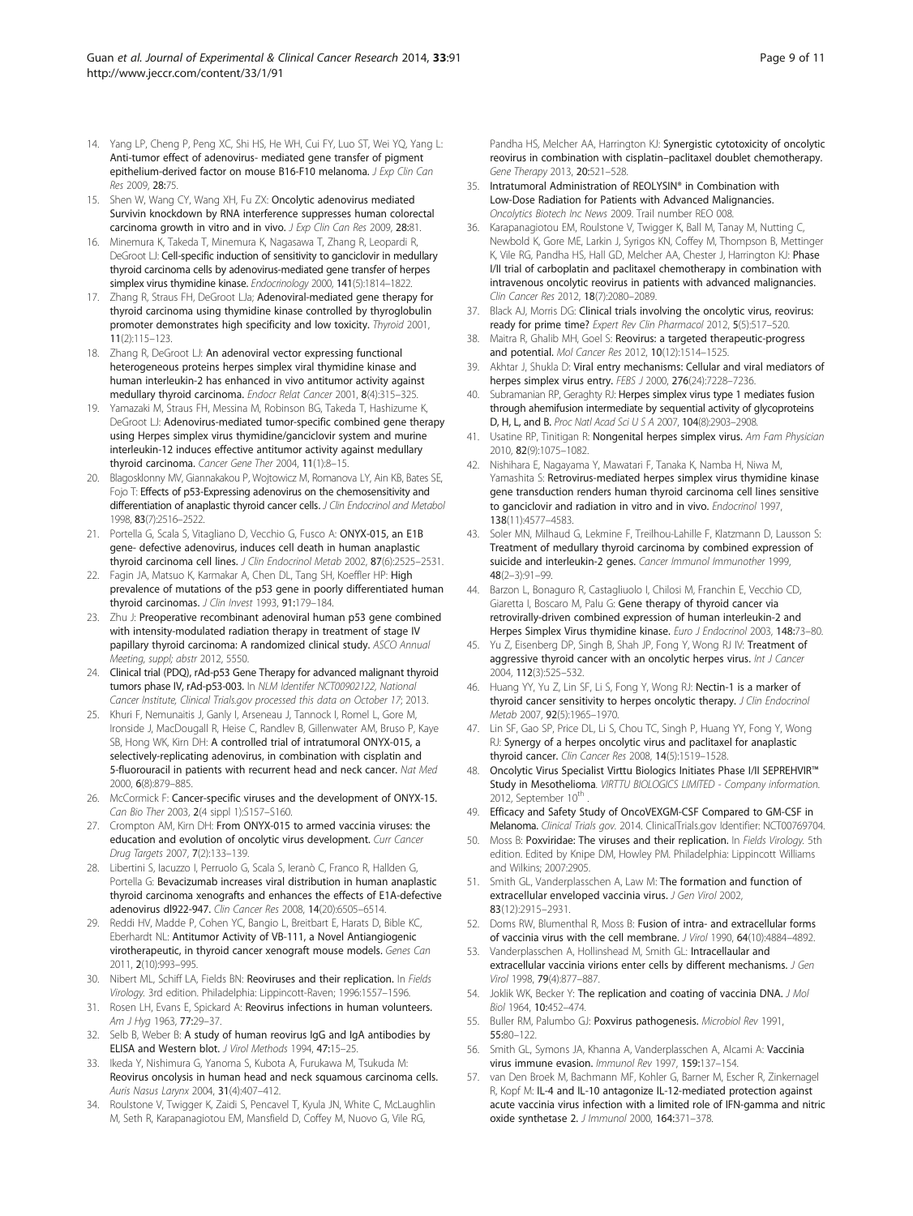14. Yang LP, Cheng P, Peng XC, Shi HS, He WH, Cui FY, Luo ST, Wei YQ, Yang L: **Anti-tumor effect of adenovirus- mediated gene transfer of pigment epithelium-derived factor on mouse B16-F10 melanoma.** *J Exp Clin Can Res* 2009, **28:**75.
15. Shen W, Wang CY, Wang XH, Fu ZX: **Oncolytic adenovirus mediated Survivin knockdown by RNA interference suppresses human colorectal carcinoma growth in vitro and in vivo.** *J Exp Clin Can Res* 2009, **28:**81.
16. Minemura K, Takeda T, Minemura K, Nagasawa T, Zhang R, Leopardi R, DeGroot LJ: **Cell-specific induction of sensitivity to ganciclovir in medullary thyroid carcinoma cells by adenovirus-mediated gene transfer of herpes simplex virus thymidine kinase.** *Endocrinology* 2000, **141**(5):1814–1822.
17. Zhang R, Straus FH, DeGroot LJa; **Adenoviral-mediated gene therapy for thyroid carcinoma using thymidine kinase controlled by thyroglobulin promoter demonstrates high specificity and low toxicity.** *Thyroid* 2001, **11**(2):115–123.
18. Zhang R, DeGroot LJ: **An adenoviral vector expressing functional heterogeneous proteins herpes simplex viral thymidine kinase and human interleukin-2 has enhanced in vivo antitumor activity against medullary thyroid carcinoma.** *Endocr Relat Cancer* 2001, **8**(4):315–325.
19. Yamazaki M, Straus FH, Messina M, Robinson BG, Takeda T, Hashizume K, DeGroot LJ: **Adenovirus-mediated tumor-specific combined gene therapy using Herpes simplex virus thymidine/ganciclovir system and murine interleukin-12 induces effective antitumor activity against medullary thyroid carcinoma.** *Cancer Gene Ther* 2004, **11**(1):8–15.
20. Blagosklonny MV, Giannakakou P, Wojtowicz M, Romanova LY, Ain KB, Bates SE, Fojo T: **Effects of p53-Expressing adenovirus on the chemosensitivity and differentiation of anaplastic thyroid cancer cells.** *J Clin Endocrinol and Metabol* 1998, **83**(7):2516–2522.
21. Portella G, Scala S, Vitagliano D, Vecchio G, Fusco A: **ONYX-015, an E1B gene- defective adenovirus, induces cell death in human anaplastic thyroid carcinoma cell lines.** *J Clin Endocrinol Metab* 2002, **87**(6):2525–2531.
22. Fagin JA, Matsuo K, Karmakar A, Chen DL, Tang SH, Koeffler HP: **High prevalence of mutations of the p53 gene in poorly differentiated human thyroid carcinomas.** *J Clin Invest* 1993, **91:**179–184.
23. Zhu J: **Preoperative recombinant adenoviral human p53 gene combined with intensity-modulated radiation therapy in treatment of stage IV papillary thyroid carcinoma: A randomized clinical study.** *ASCO Annual Meeting, suppl; abstr* 2012, 5550.
24. **Clinical trial (PDQ), rAd-p53 Gene Therapy for advanced malignant thyroid tumors phase IV, rAd-p53-003.** In *NLM Identifer NCT00902122, National Cancer Institute, Clinical Trials.gov processed this data on October 17*; 2013.
25. Khuri F, Nemunaitis J, Ganly I, Arseneau J, Tannock I, Romel L, Gore M, Ironside J, MacDougall R, Heise C, Randlev B, Gillenwater AM, Bruso P, Kaye SB, Hong WK, Kirn DH: **A controlled trial of intratumoral ONYX-015, a selectively-replicating adenovirus, in combination with cisplatin and 5-fluorouracil in patients with recurrent head and neck cancer.** *Nat Med* 2000, **6**(8):879–885.
26. McCormick F: **Cancer-specific viruses and the development of ONYX-15.** *Can Bio Ther* 2003, **2**(4 sippl 1):S157–S160.
27. Crompton AM, Kirn DH: **From ONYX-015 to armed vaccinia viruses: the education and evolution of oncolytic virus development.** *Curr Cancer Drug Targets* 2007, **7**(2):133–139.
28. Libertini S, Iacuzzo I, Perruolo G, Scala S, Ieranò C, Franco R, Hallden G, Portella G: **Bevacizumab increases viral distribution in human anaplastic thyroid carcinoma xenografts and enhances the effects of E1A-defective adenovirus dl922-947.** *Clin Cancer Res* 2008, **14**(20):6505–6514.
29. Reddi HV, Madde P, Cohen YC, Bangio L, Breitbart E, Harats D, Bible KC, Eberhardt NL: **Antitumor Activity of VB-111, a Novel Antiangiogenic virotherapeutic, in thyroid cancer xenograft mouse models.** *Genes Can* 2011, **2**(10):993–995.
30. Nibert ML, Schiff LA, Fields BN: **Reoviruses and their replication.** In *Fields Virology*. 3rd edition. Philadelphia: Lippincott-Raven; 1996:1557–1596.
31. Rosen LH, Evans E, Spickard A: **Reovirus infections in human volunteers.** *Am J Hyg* 1963, **77:**29–37.
32. Selb B, Weber B: **A study of human reovirus IgG and IgA antibodies by ELISA and Western blot.** *J Virol Methods* 1994, **47:**15–25.
33. Ikeda Y, Nishimura G, Yanoma S, Kubota A, Furukawa M, Tsukuda M: **Reovirus oncolysis in human head and neck squamous carcinoma cells.** *Auris Nasus Larynx* 2004, **31**(4):407–412.
34. Roulstone V, Twigger K, Zaidi S, Pencavel T, Kyula JN, White C, McLaughlin M, Seth R, Karapanagiotou EM, Mansfield D, Coffey M, Nuovo G, Vile RG, Pandha HS, Melcher AA, Harrington KJ: **Synergistic cytotoxicity of oncolytic reovirus in combination with cisplatin–paclitaxel doublet chemotherapy.** *Gene Therapy* 2013, **20:**521–528.
35. **Intratumoral Administration of REOLYSIN® in Combination with Low-Dose Radiation for Patients with Advanced Malignancies.** *Oncolytics Biotech Inc News* 2009. Trail number REO 008.
36. Karapanagiotou EM, Roulstone V, Twigger K, Ball M, Tanay M, Nutting C, Newbold K, Gore ME, Larkin J, Syrigos KN, Coffey M, Thompson B, Mettinger K, Vile RG, Pandha HS, Hall GD, Melcher AA, Chester J, Harrington KJ: **Phase I/II trial of carboplatin and paclitaxel chemotherapy in combination with intravenous oncolytic reovirus in patients with advanced malignancies.** *Clin Cancer Res* 2012, **18**(7):2080–2089.
37. Black AJ, Morris DG: **Clinical trials involving the oncolytic virus, reovirus: ready for prime time?** *Expert Rev Clin Pharmacol* 2012, **5**(5):517–520.
38. Maitra R, Ghalib MH, Goel S: **Reovirus: a targeted therapeutic-progress and potential.** *Mol Cancer Res* 2012, **10**(12):1514–1525.
39. Akhtar J, Shukla D: **Viral entry mechanisms: Cellular and viral mediators of herpes simplex virus entry.** *FEBS J* 2000, **276**(24):7228–7236.
40. Subramanian RP, Geraghty RJ: **Herpes simplex virus type 1 mediates fusion through ahemifusion intermediate by sequential activity of glycoproteins D, H, L, and B.** *Proc Natl Acad Sci U S A* 2007, **104**(8):2903–2908.
41. Usatine RP, Tinitigan R: **Nongenital herpes simplex virus.** *Am Fam Physician* 2010, **82**(9):1075–1082.
42. Nishihara E, Nagayama Y, Mawatari F, Tanaka K, Namba H, Niwa M, Yamashita S: **Retrovirus-mediated herpes simplex virus thymidine kinase gene transduction renders human thyroid carcinoma cell lines sensitive to ganciclovir and radiation in vitro and in vivo.** *Endocrinol* 1997, **138**(11):4577–4583.
43. Soler MN, Milhaud G, Lekmine F, Treilhou-Lahille F, Klatzmann D, Lausson S: **Treatment of medullary thyroid carcinoma by combined expression of suicide and interleukin-2 genes.** *Cancer Immunol Immunother* 1999, **48**(2–3):91–99.
44. Barzon L, Bonaguro R, Castagliuolo I, Chilosi M, Franchin E, Vecchio CD, Giaretta I, Boscaro M, Palu G: **Gene therapy of thyroid cancer via retrovirally-driven combined expression of human interleukin-2 and Herpes Simplex Virus thymidine kinase.** *Euro J Endocrinol* 2003, **148:**73–80.
45. Yu Z, Eisenberg DP, Singh B, Shah JP, Fong Y, Wong RJ IV: **Treatment of aggressive thyroid cancer with an oncolytic herpes virus.** *Int J Cancer* 2004, **112**(3):525–532.
46. Huang YY, Yu Z, Lin SF, Li S, Fong Y, Wong RJ: **Nectin-1 is a marker of thyroid cancer sensitivity to herpes oncolytic therapy.** *J Clin Endocrinol Metab* 2007, **92**(5):1965–1970.
47. Lin SF, Gao SP, Price DL, Li S, Chou TC, Singh P, Huang YY, Fong Y, Wong RJ: **Synergy of a herpes oncolytic virus and paclitaxel for anaplastic thyroid cancer.** *Clin Cancer Res* 2008, **14**(5):1519–1528.
48. **Oncolytic Virus Specialist Virttu Biologics Initiates Phase I/II SEPREHVIR™ Study in Mesothelioma.** *VIRTTU BIOLOGICS LIMITED - Company information.* 2012, September 10th.
49. **Efficacy and Safety Study of OncoVEXGM-CSF Compared to GM-CSF in Melanoma.** *Clinical Trials gov.* 2014. ClinicalTrials.gov Identifier: NCT00769704.
50. Moss B: **Poxviridae: The viruses and their replication.** In *Fields Virology*. 5th edition. Edited by Knipe DM, Howley PM. Philadelphia: Lippincott Williams and Wilkins; 2007:2905.
51. Smith GL, Vanderplasschen A, Law M: **The formation and function of extracellular enveloped vaccinia virus.** *J Gen Virol* 2002, **83**(12):2915–2931.
52. Doms RW, Blumenthal R, Moss B: **Fusion of intra- and extracellular forms of vaccinia virus with the cell membrane.** *J Virol* 1990, **64**(10):4884–4892.
53. Vanderplasschen A, Hollinshead M, Smith GL: **Intracellaular and extracellular vaccinia virions enter cells by different mechanisms.** *J Gen Virol* 1998, **79**(4):877–887.
54. Joklik WK, Becker Y: **The replication and coating of vaccinia DNA.** *J Mol Biol* 1964, **10:**452–474.
55. Buller RM, Palumbo GJ: **Poxvirus pathogenesis.** *Microbiol Rev* 1991, **55:**80–122.
56. Smith GL, Symons JA, Khanna A, Vanderplasschen A, Alcami A: **Vaccinia virus immune evasion.** *Immunol Rev* 1997, **159:**137–154.
57. van Den Broek M, Bachmann MF, Kohler G, Barner M, Escher R, Zinkernagel R, Kopf M: **IL-4 and IL-10 antagonize IL-12-mediated protection against acute vaccinia virus infection with a limited role of IFN-gamma and nitric oxide synthetase 2.** *J Immunol* 2000, **164:**371–378.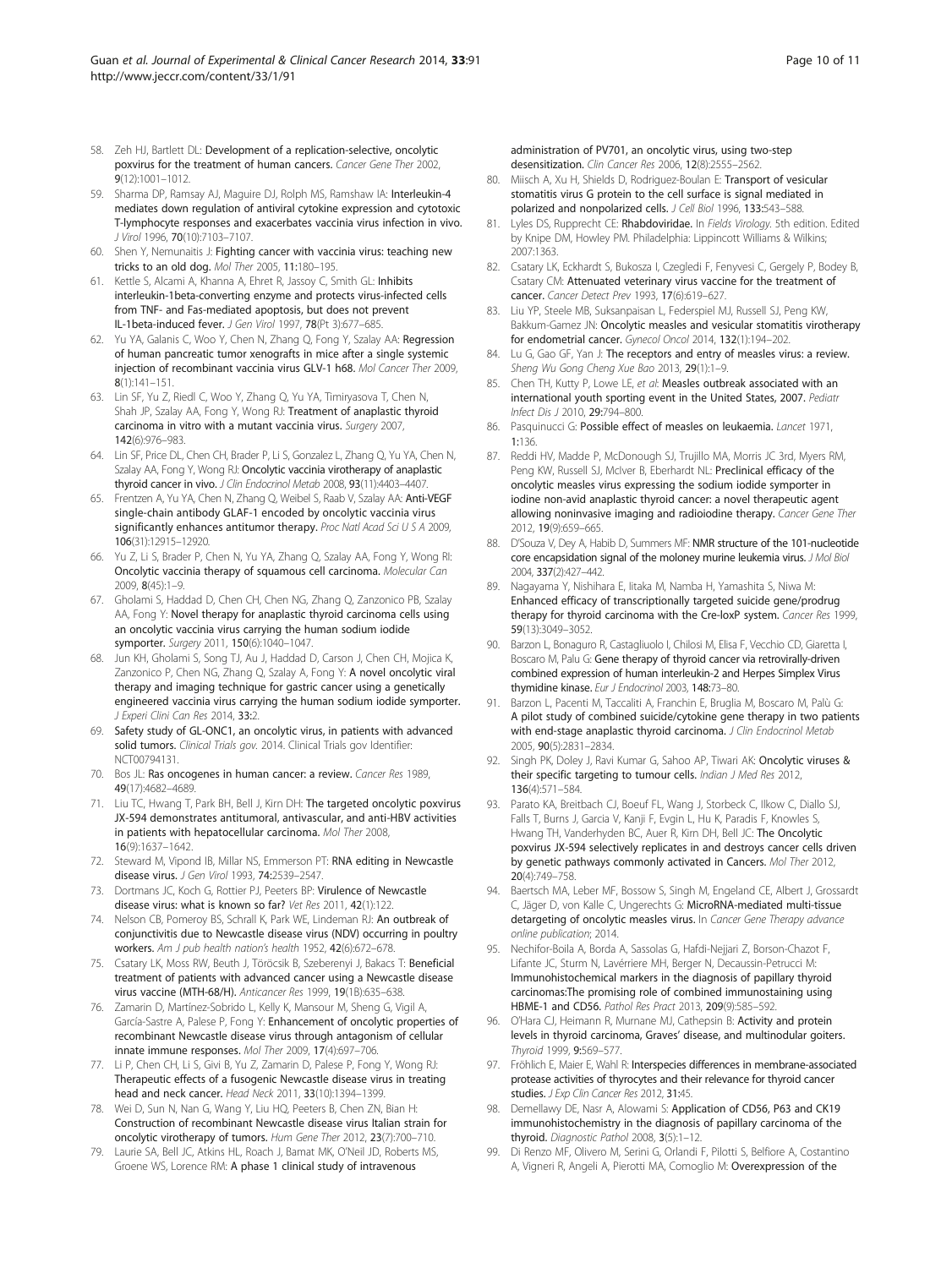58. Zeh HJ, Bartlett DL: **Development of a replication-selective, oncolytic poxvirus for the treatment of human cancers.** *Cancer Gene Ther* 2002, **9**(12):1001–1012.
59. Sharma DP, Ramsay AJ, Maguire DJ, Rolph MS, Ramshaw IA: **Interleukin-4 mediates down regulation of antiviral cytokine expression and cytotoxic T-lymphocyte responses and exacerbates vaccinia virus infection in vivo.** *J Virol* 1996, **70**(10):7103–7107.
60. Shen Y, Nemunaitis J: **Fighting cancer with vaccinia virus: teaching new tricks to an old dog.** *Mol Ther* 2005, **11**:180–195.
61. Kettle S, Alcami A, Khanna A, Ehret R, Jassoy C, Smith GL: **Inhibits interleukin-1beta-converting enzyme and protects virus-infected cells from TNF- and Fas-mediated apoptosis, but does not prevent IL-1beta-induced fever.** *J Gen Virol* 1997, **78**(Pt 3):677–685.
62. Yu YA, Galanis C, Woo Y, Chen N, Zhang Q, Fong Y, Szalay AA: **Regression of human pancreatic tumor xenografts in mice after a single systemic injection of recombinant vaccinia virus GLV-1 h68.** *Mol Cancer Ther* 2009, **8**(1):141–151.
63. Lin SF, Yu Z, Riedl C, Woo Y, Zhang Q, Yu YA, Timiryasova T, Chen N, Shah JP, Szalay AA, Fong Y, Wong RJ: **Treatment of anaplastic thyroid carcinoma in vitro with a mutant vaccinia virus.** *Surgery* 2007, **142**(6):976–983.
64. Lin SF, Price DL, Chen CH, Brader P, Li S, Gonzalez L, Zhang Q, Yu YA, Chen N, Szalay AA, Fong Y, Wong RJ: **Oncolytic vaccinia virotherapy of anaplastic thyroid cancer in vivo.** *J Clin Endocrinol Metab* 2008, **93**(11):4403–4407.
65. Frentzen A, Yu YA, Chen N, Zhang Q, Weibel S, Raab V, Szalay AA: **Anti-VEGF single-chain antibody GLAF-1 encoded by oncolytic vaccinia virus significantly enhances antitumor therapy.** *Proc Natl Acad Sci U S A* 2009, **106**(31):12915–12920.
66. Yu Z, Li S, Brader P, Chen N, Yu YA, Zhang Q, Szalay AA, Fong Y, Wong RI: **Oncolytic vaccinia therapy of squamous cell carcinoma.** *Molecular Can* 2009, **8**(45):1–9.
67. Gholami S, Haddad D, Chen CH, Chen NG, Zhang Q, Zanzonico PB, Szalay AA, Fong Y: **Novel therapy for anaplastic thyroid carcinoma cells using an oncolytic vaccinia virus carrying the human sodium iodide symporter.** *Surgery* 2011, **150**(6):1040–1047.
68. Jun KH, Gholami S, Song TJ, Au J, Haddad D, Carson J, Chen CH, Mojica K, Zanzonico P, Chen NG, Zhang Q, Szalay A, Fong Y: **A novel oncolytic viral therapy and imaging technique for gastric cancer using a genetically engineered vaccinia virus carrying the human sodium iodide symporter.** *J Experi Clini Can Res* 2014, **33**:2.
69. **Safety study of GL-ONC1, an oncolytic virus, in patients with advanced solid tumors.** *Clinical Trials gov.* 2014. Clinical Trials gov Identifier: NCT00794131.
70. Bos JL: **Ras oncogenes in human cancer: a review.** *Cancer Res* 1989, **49**(17):4682–4689.
71. Liu TC, Hwang T, Park BH, Bell J, Kirn DH: **The targeted oncolytic poxvirus JX-594 demonstrates antitumoral, antivascular, and anti-HBV activities in patients with hepatocellular carcinoma.** *Mol Ther* 2008, **16**(9):1637–1642.
72. Steward M, Vipond IB, Millar NS, Emmerson PT: **RNA editing in Newcastle disease virus.** *J Gen Virol* 1993, **74**:2539–2547.
73. Dortmans JC, Koch G, Rottier PJ, Peeters BP: **Virulence of Newcastle disease virus: what is known so far?** *Vet Res* 2011, **42**(1):122.
74. Nelson CB, Pomeroy BS, Schrall K, Park WE, Lindeman RJ: **An outbreak of conjunctivitis due to Newcastle disease virus (NDV) occurring in poultry workers.** *Am J pub health nation's health* 1952, **42**(6):672–678.
75. Csatary LK, Moss RW, Beuth J, Töröcsik B, Szeberenyi J, Bakacs T: **Beneficial treatment of patients with advanced cancer using a Newcastle disease virus vaccine (MTH-68/H).** *Anticancer Res* 1999, **19**(1B):635–638.
76. Zamarin D, Martínez-Sobrido L, Kelly K, Mansour M, Sheng G, Vigil A, García-Sastre A, Palese P, Fong Y: **Enhancement of oncolytic properties of recombinant Newcastle disease virus through antagonism of cellular innate immune responses.** *Mol Ther* 2009, **17**(4):697–706.
77. Li P, Chen CH, Li S, Givi B, Yu Z, Zamarin D, Palese P, Fong Y, Wong RJ: **Therapeutic effects of a fusogenic Newcastle disease virus in treating head and neck cancer.** *Head Neck* 2011, **33**(10):1394–1399.
78. Wei D, Sun N, Nan G, Wang Y, Liu HQ, Peeters B, Chen ZN, Bian H: **Construction of recombinant Newcastle disease virus Italian strain for oncolytic virotherapy of tumors.** *Hum Gene Ther* 2012, **23**(7):700–710.
79. Laurie SA, Bell JC, Atkins HL, Roach J, Bamat MK, O'Neil JD, Roberts MS, Groene WS, Lorence RM: **A phase 1 clinical study of intravenous administration of PV701, an oncolytic virus, using two-step desensitization.** *Clin Cancer Res* 2006, **12**(8):2555–2562.
80. Miisch A, Xu H, Shields D, Rodriguez-Boulan E: **Transport of vesicular stomatitis virus G protein to the cell surface is signal mediated in polarized and nonpolarized cells.** *J Cell Biol* 1996, **133**:543–588.
81. Lyles DS, Rupprecht CE: **Rhabdoviridae.** In *Fields Virology*. 5th edition. Edited by Knipe DM, Howley PM. Philadelphia: Lippincott Williams & Wilkins; 2007:1363.
82. Csatary LK, Eckhardt S, Bukosza I, Czegledi F, Fenyvesi C, Gergely P, Bodey B, Csatary CM: **Attenuated veterinary virus vaccine for the treatment of cancer.** *Cancer Detect Prev* 1993, **17**(6):619–627.
83. Liu YP, Steele MB, Suksanpaisan L, Federspiel MJ, Russell SJ, Peng KW, Bakkum-Gamez JN: **Oncolytic measles and vesicular stomatitis virotherapy for endometrial cancer.** *Gynecol Oncol* 2014, **132**(1):194–202.
84. Lu G, Gao GF, Yan J: **The receptors and entry of measles virus: a review.** *Sheng Wu Gong Cheng Xue Bao* 2013, **29**(1):1–9.
85. Chen TH, Kutty P, Lowe LE, *et al*: **Measles outbreak associated with an international youth sporting event in the United States, 2007.** *Pediatr Infect Dis J* 2010, **29**:794–800.
86. Pasquinucci G: **Possible effect of measles on leukaemia.** *Lancet* 1971, **1**:136.
87. Reddi HV, Madde P, McDonough SJ, Trujillo MA, Morris JC 3rd, Myers RM, Peng KW, Russell SJ, McIver B, Eberhardt NL: **Preclinical efficacy of the oncolytic measles virus expressing the sodium iodide symporter in iodine non-avid anaplastic thyroid cancer: a novel therapeutic agent allowing noninvasive imaging and radioiodine therapy.** *Cancer Gene Ther* 2012, **19**(9):659–665.
88. D'Souza V, Dey A, Habib D, Summers MF: **NMR structure of the 101-nucleotide core encapsidation signal of the moloney murine leukemia virus.** *J Mol Biol* 2004, **337**(2):427–442.
89. Nagayama Y, Nishihara E, Iitaka M, Namba H, Yamashita S, Niwa M: **Enhanced efficacy of transcriptionally targeted suicide gene/prodrug therapy for thyroid carcinoma with the Cre-loxP system.** *Cancer Res* 1999, **59**(13):3049–3052.
90. Barzon L, Bonaguro R, Castagliuolo I, Chilosi M, Elisa F, Vecchio CD, Giaretta I, Boscaro M, Palu G: **Gene therapy of thyroid cancer via retrovirally-driven combined expression of human interleukin-2 and Herpes Simplex Virus thymidine kinase.** *Eur J Endocrinol* 2003, **148**:73–80.
91. Barzon L, Pacenti M, Taccaliti A, Franchin E, Bruglia M, Boscaro M, Palù G: **A pilot study of combined suicide/cytokine gene therapy in two patients with end-stage anaplastic thyroid carcinoma.** *J Clin Endocrinol Metab* 2005, **90**(5):2831–2834.
92. Singh PK, Doley J, Ravi Kumar G, Sahoo AP, Tiwari AK: **Oncolytic viruses & their specific targeting to tumour cells.** *Indian J Med Res* 2012, **136**(4):571–584.
93. Parato KA, Breitbach CJ, Boeuf FL, Wang J, Storbeck C, Ilkow C, Diallo SJ, Falls T, Burns J, Garcia V, Kanji F, Evgin L, Hu K, Paradis F, Knowles S, Hwang TH, Vanderhyden BC, Auer R, Kirn DH, Bell JC: **The Oncolytic poxvirus JX-594 selectively replicates in and destroys cancer cells driven by genetic pathways commonly activated in Cancers.** *Mol Ther* 2012, **20**(4):749–758.
94. Baertsch MA, Leber MF, Bossow S, Singh M, Engeland CE, Albert J, Grossardt C, Jäger D, von Kalle C, Ungerechts G: **MicroRNA-mediated multi-tissue detargeting of oncolytic measles virus.** In *Cancer Gene Therapy advance online publication*; 2014.
95. Nechifor-Boila A, Borda A, Sassolas G, Hafdi-Nejjari Z, Borson-Chazot F, Lifante JC, Sturm N, Lavérriere MH, Berger N, Decaussin-Petrucci M: **Immunohistochemical markers in the diagnosis of papillary thyroid carcinomas:The promising role of combined immunostaining using HBME-1 and CD56.** *Pathol Res Pract* 2013, **209**(9):585–592.
96. O'Hara CJ, Heimann R, Murnane MJ, Cathepsin B: **Activity and protein levels in thyroid carcinoma, Graves' disease, and multinodular goiters.** *Thyroid* 1999, **9**:569–577.
97. Fröhlich E, Maier E, Wahl R: **Interspecies differences in membrane-associated protease activities of thyrocytes and their relevance for thyroid cancer studies.** *J Exp Clin Cancer Res* 2012, **31**:45.
98. Demellawy DE, Nasr A, Alowami S: **Application of CD56, P63 and CK19 immunohistochemistry in the diagnosis of papillary carcinoma of the thyroid.** *Diagnostic Pathol* 2008, **3**(5):1–12.
99. Di Renzo MF, Olivero M, Serini G, Orlandi F, Pilotti S, Belfiore A, Costantino A, Vigneri R, Angeli A, Pierotti MA, Comoglio M: **Overexpression of the**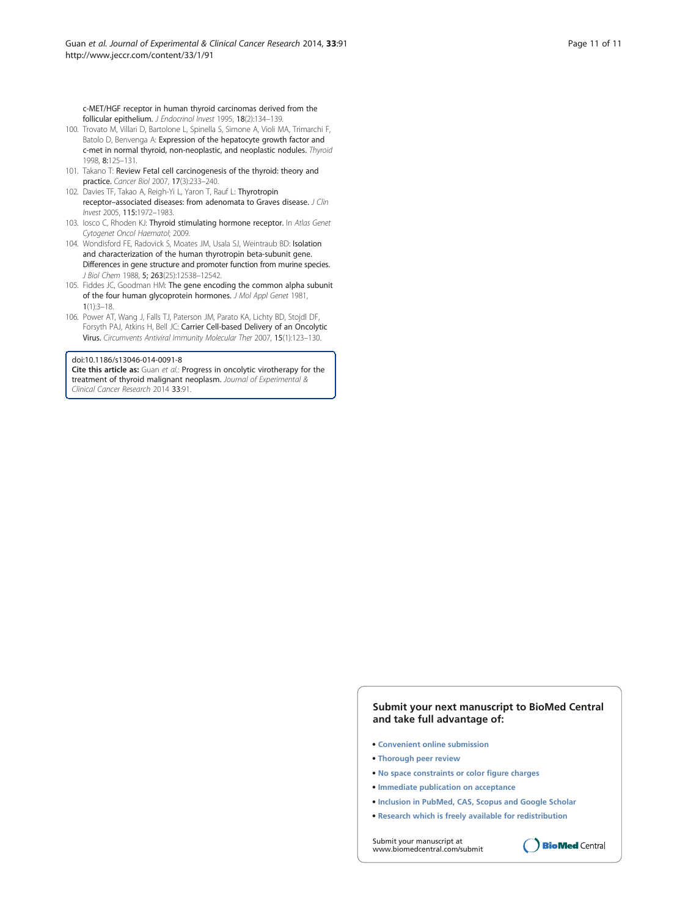c-MET/HGF receptor in human thyroid carcinomas derived from the follicular epithelium. *J Endocrinol Invest* 1995, **18**(2):134–139.

100. Trovato M, Villari D, Bartolone L, Spinella S, Simone A, Violi MA, Trimarchi F, Batolo D, Benvenga A: **Expression of the hepatocyte growth factor and c-met in normal thyroid, non-neoplastic, and neoplastic nodules.** *Thyroid* 1998, **8**:125–131.
101. Takano T: **Review Fetal cell carcinogenesis of the thyroid: theory and practice.** *Cancer Biol* 2007, **17**(3):233–240.
102. Davies TF, Takao A, Reigh-Yi L, Yaron T, Rauf L: **Thyrotropin receptor–associated diseases: from adenomata to Graves disease.** *J Clin Invest* 2005, **115**:1972–1983.
103. Iosco C, Rhoden KJ: **Thyroid stimulating hormone receptor.** In *Atlas Genet Cytogenet Oncol Haematol*; 2009.
104. Wondisford FE, Radovick S, Moates JM, Usala SJ, Weintraub BD: **Isolation and characterization of the human thyrotropin beta-subunit gene. Differences in gene structure and promoter function from murine species.** *J Biol Chem* 1988, **5; 263**(25):12538–12542.
105. Fiddes JC, Goodman HM: **The gene encoding the common alpha subunit of the four human glycoprotein hormones.** *J Mol Appl Genet* 1981, **1**(1):3–18.
106. Power AT, Wang J, Falls TJ, Paterson JM, Parato KA, Lichty BD, Stojdl DF, Forsyth PAJ, Atkins H, Bell JC: **Carrier Cell-based Delivery of an Oncolytic Virus.** *Circumvents Antiviral Immunity Molecular Ther* 2007, **15**(1):123–130.

doi:10.1186/s13046-014-0091-8
**Cite this article as:** Guan *et al.*: Progress in oncolytic virotherapy for the treatment of thyroid malignant neoplasm. *Journal of Experimental & Clinical Cancer Research* 2014 **33**:91.

**Submit your next manuscript to BioMed Central and take full advantage of:**

- **Convenient online submission**
- **Thorough peer review**
- **No space constraints or color figure charges**
- **Immediate publication on acceptance**
- **Inclusion in PubMed, CAS, Scopus and Google Scholar**
- **Research which is freely available for redistribution**

Submit your manuscript at
www.biomedcentral.com/submit

BioMed Central